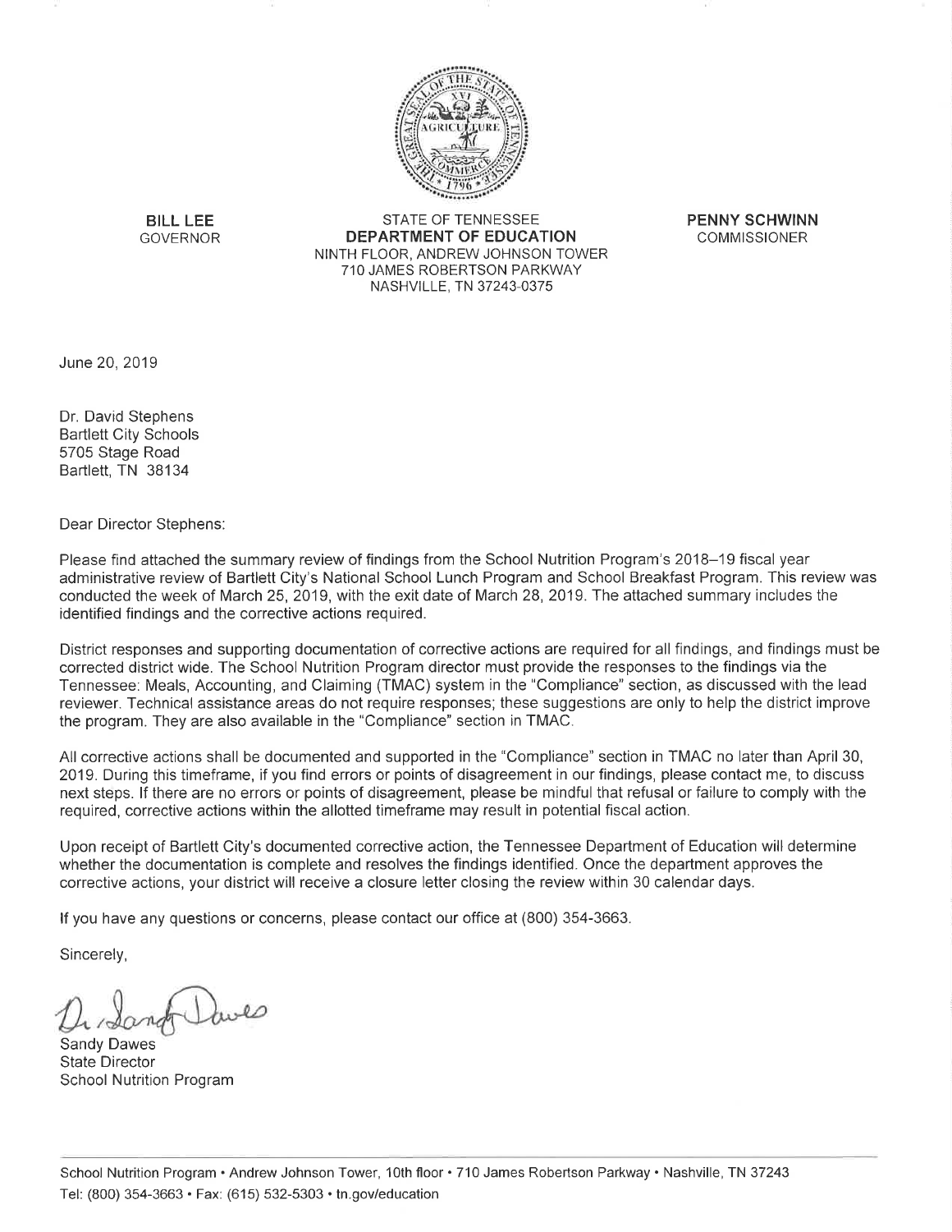**BILL LEE**
GOVERNOR

STATE OF TENNESSEE
**DEPARTMENT OF EDUCATION**
NINTH FLOOR, ANDREW JOHNSON TOWER
710 JAMES ROBERTSON PARKWAY
NASHVILLE, TN 37243-0375

**PENNY SCHWINN**
COMMISSIONER

June 20, 2019

Dr. David Stephens
Bartlett City Schools
5705 Stage Road
Bartlett, TN 38134

Dear Director Stephens:

Please find attached the summary review of findings from the School Nutrition Program's 2018–19 fiscal year administrative review of Bartlett City's National School Lunch Program and School Breakfast Program. This review was conducted the week of March 25, 2019, with the exit date of March 28, 2019. The attached summary includes the identified findings and the corrective actions required.

District responses and supporting documentation of corrective actions are required for all findings, and findings must be corrected district wide. The School Nutrition Program director must provide the responses to the findings via the Tennessee: Meals, Accounting, and Claiming (TMAC) system in the "Compliance" section, as discussed with the lead reviewer. Technical assistance areas do not require responses; these suggestions are only to help the district improve the program. They are also available in the "Compliance" section in TMAC.

All corrective actions shall be documented and supported in the "Compliance" section in TMAC no later than April 30, 2019. During this timeframe, if you find errors or points of disagreement in our findings, please contact me, to discuss next steps. If there are no errors or points of disagreement, please be mindful that refusal or failure to comply with the required, corrective actions within the allotted timeframe may result in potential fiscal action.

Upon receipt of Bartlett City's documented corrective action, the Tennessee Department of Education will determine whether the documentation is complete and resolves the findings identified. Once the department approves the corrective actions, your district will receive a closure letter closing the review within 30 calendar days.

If you have any questions or concerns, please contact our office at (800) 354-3663.

Sincerely,

Sandy Dawes
State Director
School Nutrition Program

School Nutrition Program • Andrew Johnson Tower, 10th floor • 710 James Robertson Parkway • Nashville, TN 37243
Tel: (800) 354-3663 • Fax: (615) 532-5303 • tn.gov/education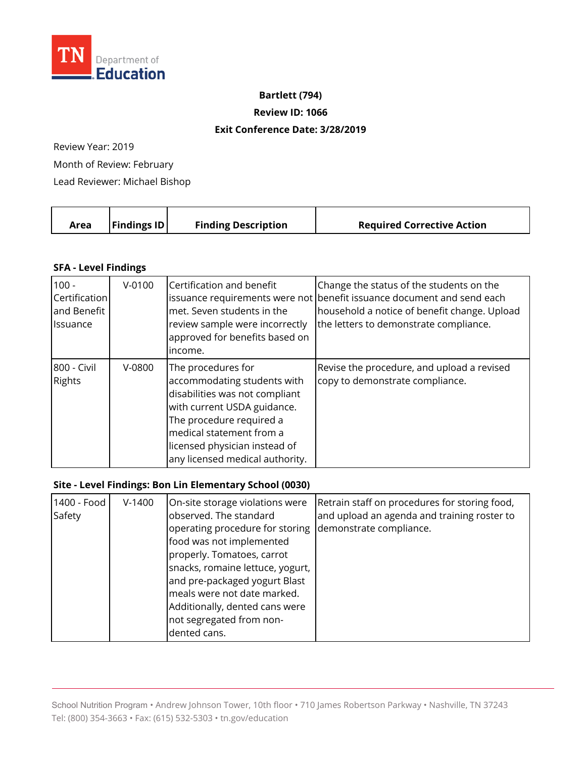TN Department of Education

**Bartlett (794)**

**Review ID: 1066**

**Exit Conference Date: 3/28/2019**

Review Year: 2019

Month of Review: February

Lead Reviewer: Michael Bishop

| Area | Findings ID | Finding Description | Required Corrective Action |
|---|---|---|---|
| **SFA - Level Findings** | | | |
| 100 - Certification and Benefit Issuance | V-0100 | Certification and benefit issuance requirements were not met. Seven students in the review sample were incorrectly approved for benefits based on income. | Change the status of the students on the benefit issuance document and send each household a notice of benefit change. Upload the letters to demonstrate compliance. |
| 800 - Civil Rights | V-0800 | The procedures for accommodating students with disabilities was not compliant with current USDA guidance. The procedure required a medical statement from a licensed physician instead of any licensed medical authority. | Revise the procedure, and upload a revised copy to demonstrate compliance. |
| **Site - Level Findings: Bon Lin Elementary School (0030)** | | | |
| 1400 - Food Safety | V-1400 | On-site storage violations were observed. The standard operating procedure for storing food was not implemented properly. Tomatoes, carrot snacks, romaine lettuce, yogurt, and pre-packaged yogurt Blast meals were not date marked. Additionally, dented cans were not segregated from non-dented cans. | Retrain staff on procedures for storing food, and upload an agenda and training roster to demonstrate compliance. |

School Nutrition Program • Andrew Johnson Tower, 10th floor • 710 James Robertson Parkway • Nashville, TN 37243
Tel: (800) 354-3663 • Fax: (615) 532-5303 • tn.gov/education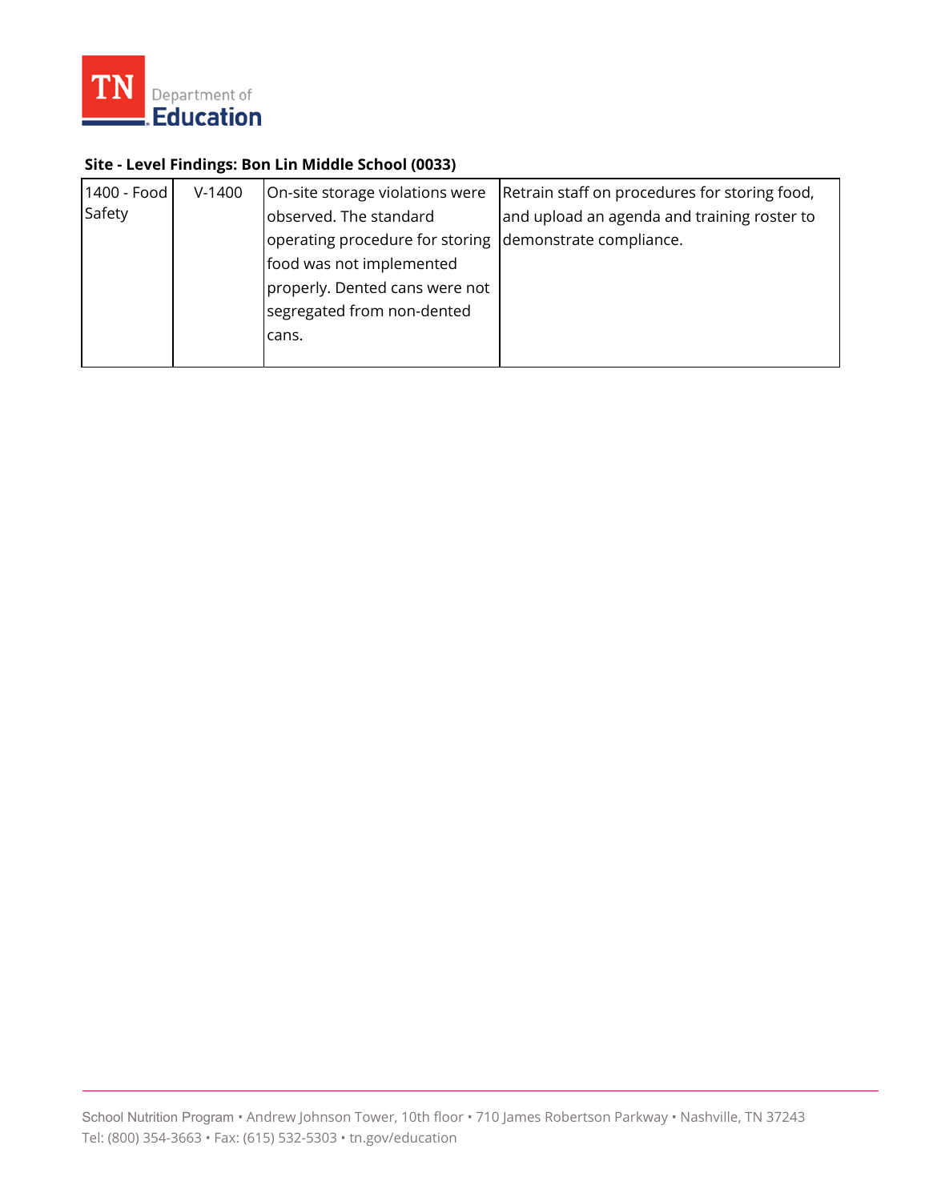**Site - Level Findings: Bon Lin Middle School (0033)**

| | | | |
|---|---|---|---|
| 1400 - Food Safety | V-1400 | On-site storage violations were observed. The standard operating procedure for storing food was not implemented properly. Dented cans were not segregated from non-dented cans. | Retrain staff on procedures for storing food, and upload an agenda and training roster to demonstrate compliance. |